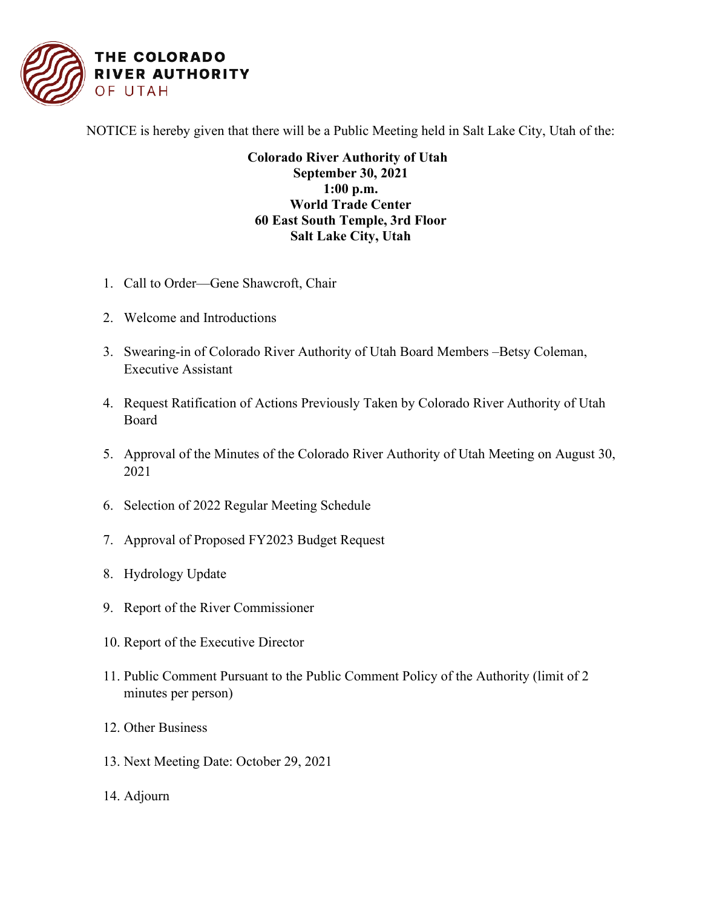**THE COLORADO RIVER AUTHORITY OF UTAH**

NOTICE is hereby given that there will be a Public Meeting held in Salt Lake City, Utah of the:

**Colorado River Authority of Utah**
**September 30, 2021**
**1:00 p.m.**
**World Trade Center**
**60 East South Temple, 3rd Floor**
**Salt Lake City, Utah**

1. Call to Order—Gene Shawcroft, Chair
2. Welcome and Introductions
3. Swearing-in of Colorado River Authority of Utah Board Members –Betsy Coleman, Executive Assistant
4. Request Ratification of Actions Previously Taken by Colorado River Authority of Utah Board
5. Approval of the Minutes of the Colorado River Authority of Utah Meeting on August 30, 2021
6. Selection of 2022 Regular Meeting Schedule
7. Approval of Proposed FY2023 Budget Request
8. Hydrology Update
9. Report of the River Commissioner
10. Report of the Executive Director
11. Public Comment Pursuant to the Public Comment Policy of the Authority (limit of 2 minutes per person)
12. Other Business
13. Next Meeting Date: October 29, 2021
14. Adjourn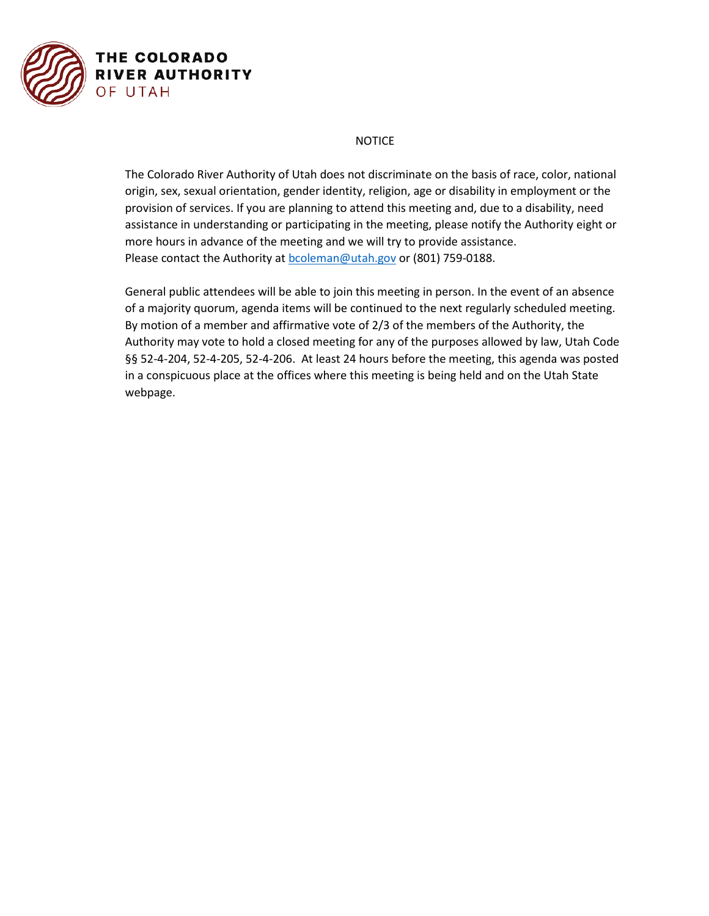**THE COLORADO RIVER AUTHORITY OF UTAH**

NOTICE

The Colorado River Authority of Utah does not discriminate on the basis of race, color, national origin, sex, sexual orientation, gender identity, religion, age or disability in employment or the provision of services. If you are planning to attend this meeting and, due to a disability, need assistance in understanding or participating in the meeting, please notify the Authority eight or more hours in advance of the meeting and we will try to provide assistance. Please contact the Authority at bcoleman@utah.gov or (801) 759-0188.

General public attendees will be able to join this meeting in person. In the event of an absence of a majority quorum, agenda items will be continued to the next regularly scheduled meeting. By motion of a member and affirmative vote of 2/3 of the members of the Authority, the Authority may vote to hold a closed meeting for any of the purposes allowed by law, Utah Code §§ 52-4-204, 52-4-205, 52-4-206. At least 24 hours before the meeting, this agenda was posted in a conspicuous place at the offices where this meeting is being held and on the Utah State webpage.